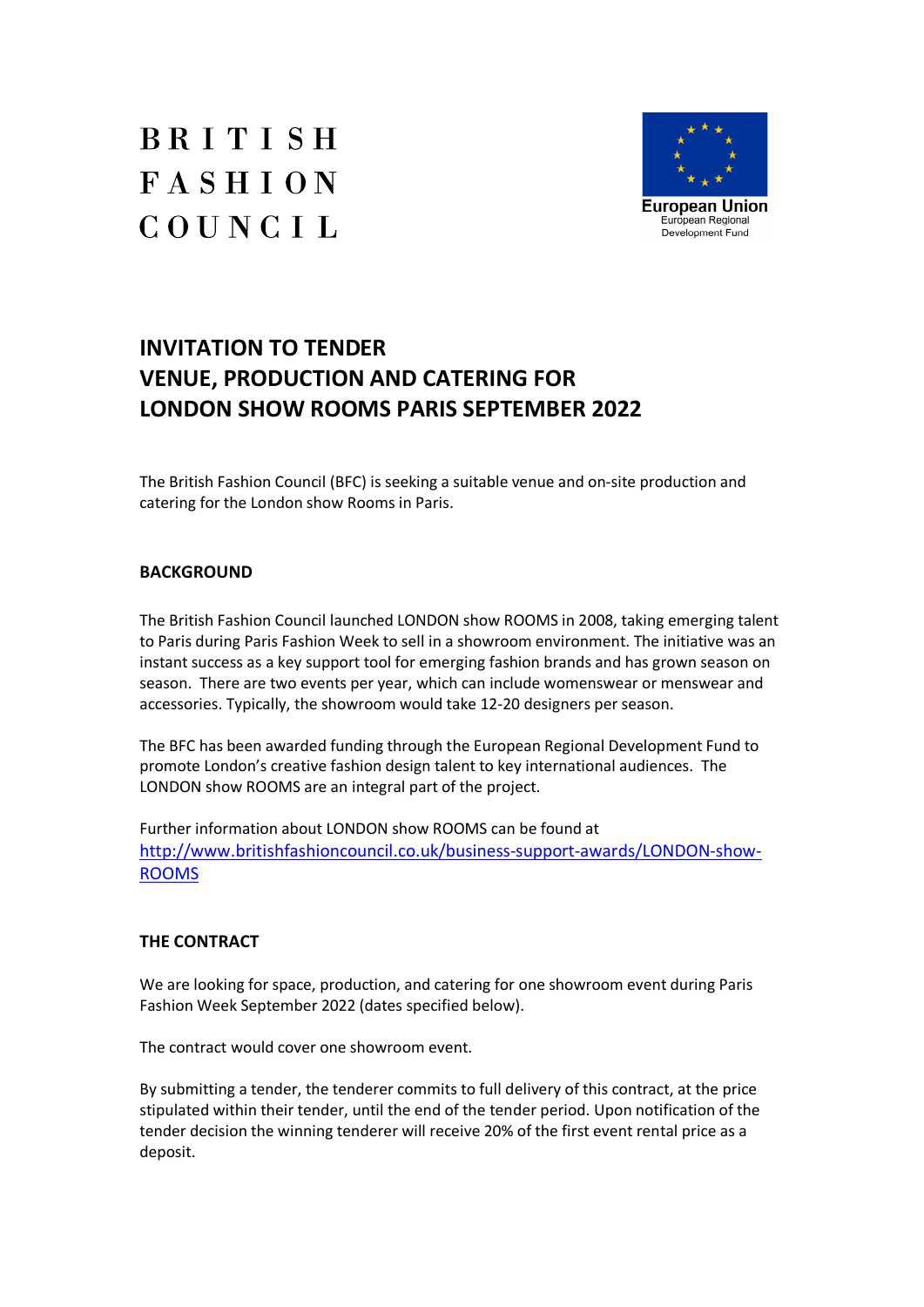BRITISH
FASHION
COUNCIL

European Union
European Regional
Development Fund

# INVITATION TO TENDER
# VENUE, PRODUCTION AND CATERING FOR LONDON SHOW ROOMS PARIS SEPTEMBER 2022

The British Fashion Council (BFC) is seeking a suitable venue and on-site production and catering for the London show Rooms in Paris.

## BACKGROUND

The British Fashion Council launched LONDON show ROOMS in 2008, taking emerging talent to Paris during Paris Fashion Week to sell in a showroom environment. The initiative was an instant success as a key support tool for emerging fashion brands and has grown season on season. There are two events per year, which can include womenswear or menswear and accessories. Typically, the showroom would take 12-20 designers per season.

The BFC has been awarded funding through the European Regional Development Fund to promote London's creative fashion design talent to key international audiences. The LONDON show ROOMS are an integral part of the project.

Further information about LONDON show ROOMS can be found at [http://www.britishfashioncouncil.co.uk/business-support-awards/LONDON-show-ROOMS](http://www.britishfashioncouncil.co.uk/business-support-awards/LONDON-show-ROOMS)

## THE CONTRACT

We are looking for space, production, and catering for one showroom event during Paris Fashion Week September 2022 (dates specified below).

The contract would cover one showroom event.

By submitting a tender, the tenderer commits to full delivery of this contract, at the price stipulated within their tender, until the end of the tender period. Upon notification of the tender decision the winning tenderer will receive 20% of the first event rental price as a deposit.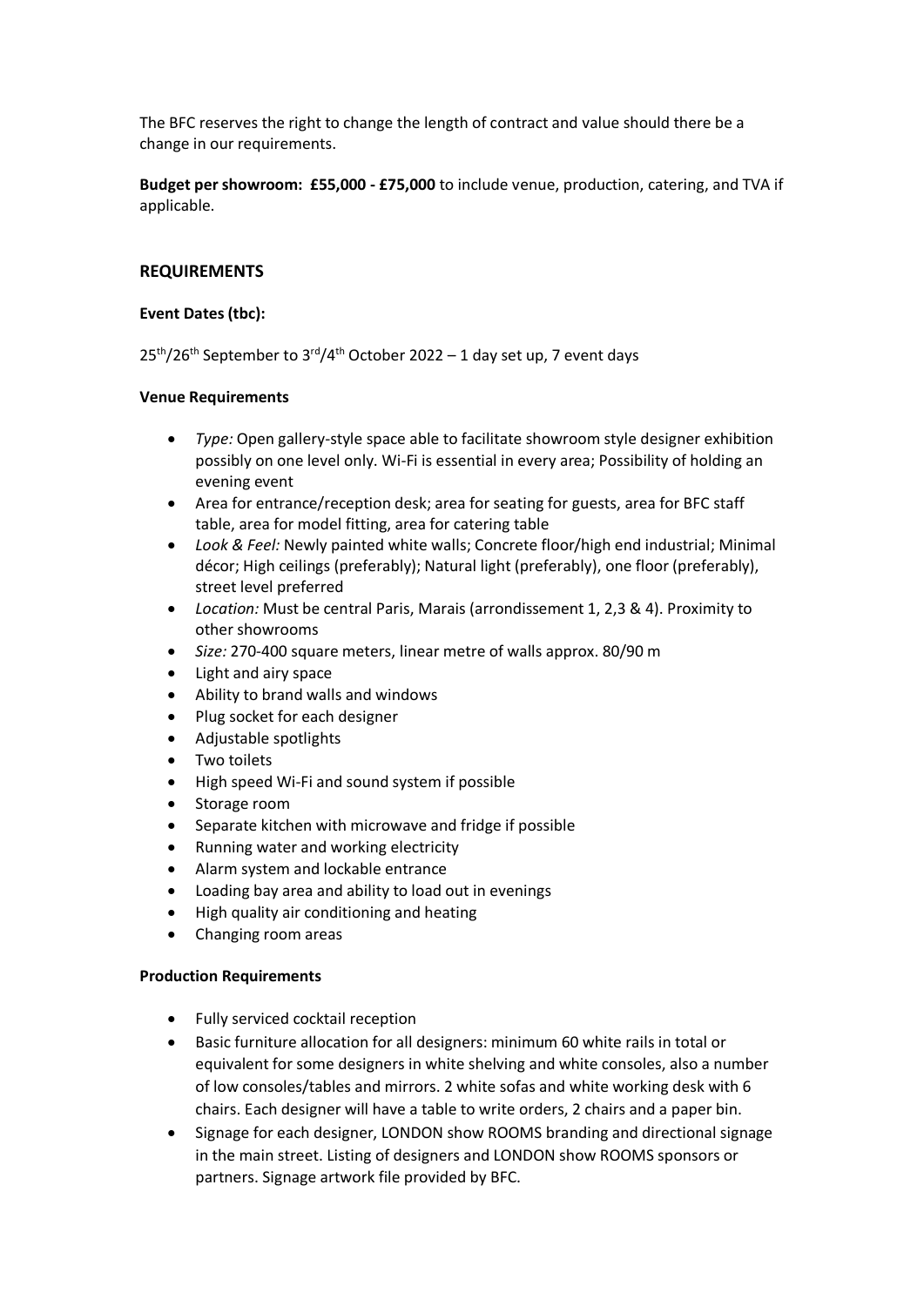The BFC reserves the right to change the length of contract and value should there be a change in our requirements.

**Budget per showroom: £55,000 - £75,000** to include venue, production, catering, and TVA if applicable.

## REQUIREMENTS

**Event Dates (tbc):**

25th/26th September to 3rd/4th October 2022 – 1 day set up, 7 event days

**Venue Requirements**

- *Type:* Open gallery-style space able to facilitate showroom style designer exhibition possibly on one level only. Wi-Fi is essential in every area; Possibility of holding an evening event
- Area for entrance/reception desk; area for seating for guests, area for BFC staff table, area for model fitting, area for catering table
- *Look & Feel:* Newly painted white walls; Concrete floor/high end industrial; Minimal décor; High ceilings (preferably); Natural light (preferably), one floor (preferably), street level preferred
- *Location:* Must be central Paris, Marais (arrondissement 1, 2,3 & 4). Proximity to other showrooms
- *Size:* 270-400 square meters, linear metre of walls approx. 80/90 m
- Light and airy space
- Ability to brand walls and windows
- Plug socket for each designer
- Adjustable spotlights
- Two toilets
- High speed Wi-Fi and sound system if possible
- Storage room
- Separate kitchen with microwave and fridge if possible
- Running water and working electricity
- Alarm system and lockable entrance
- Loading bay area and ability to load out in evenings
- High quality air conditioning and heating
- Changing room areas

**Production Requirements**

- Fully serviced cocktail reception
- Basic furniture allocation for all designers: minimum 60 white rails in total or equivalent for some designers in white shelving and white consoles, also a number of low consoles/tables and mirrors. 2 white sofas and white working desk with 6 chairs. Each designer will have a table to write orders, 2 chairs and a paper bin.
- Signage for each designer, LONDON show ROOMS branding and directional signage in the main street. Listing of designers and LONDON show ROOMS sponsors or partners. Signage artwork file provided by BFC.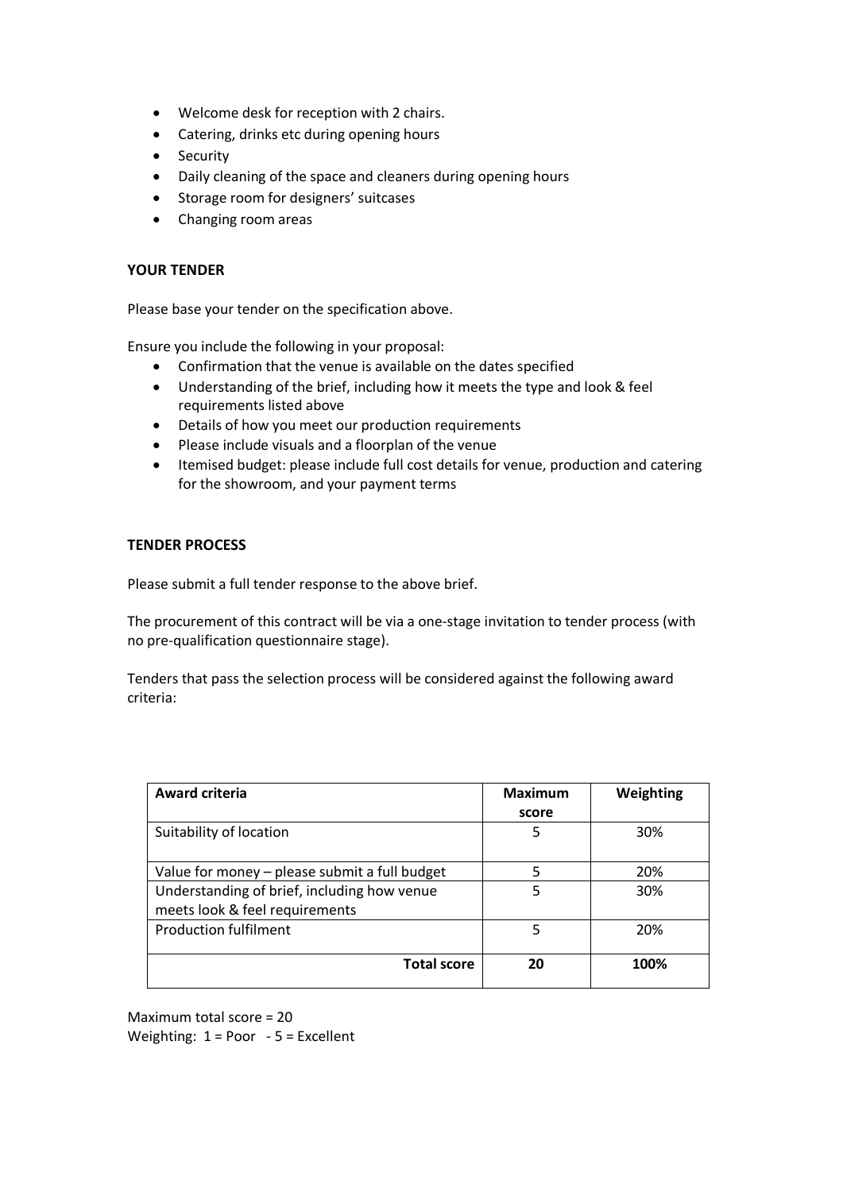- Welcome desk for reception with 2 chairs.
- Catering, drinks etc during opening hours
- Security
- Daily cleaning of the space and cleaners during opening hours
- Storage room for designers' suitcases
- Changing room areas

**YOUR TENDER**

Please base your tender on the specification above.

Ensure you include the following in your proposal:

- Confirmation that the venue is available on the dates specified
- Understanding of the brief, including how it meets the type and look & feel requirements listed above
- Details of how you meet our production requirements
- Please include visuals and a floorplan of the venue
- Itemised budget: please include full cost details for venue, production and catering for the showroom, and your payment terms

**TENDER PROCESS**

Please submit a full tender response to the above brief.

The procurement of this contract will be via a one-stage invitation to tender process (with no pre-qualification questionnaire stage).

Tenders that pass the selection process will be considered against the following award criteria:

| Award criteria | Maximum score | Weighting |
|---|---|---|
| Suitability of location | 5 | 30% |
| Value for money – please submit a full budget | 5 | 20% |
| Understanding of brief, including how venue meets look & feel requirements | 5 | 30% |
| Production fulfilment | 5 | 20% |
| **Total score** | **20** | **100%** |

Maximum total score = 20
Weighting: 1 = Poor - 5 = Excellent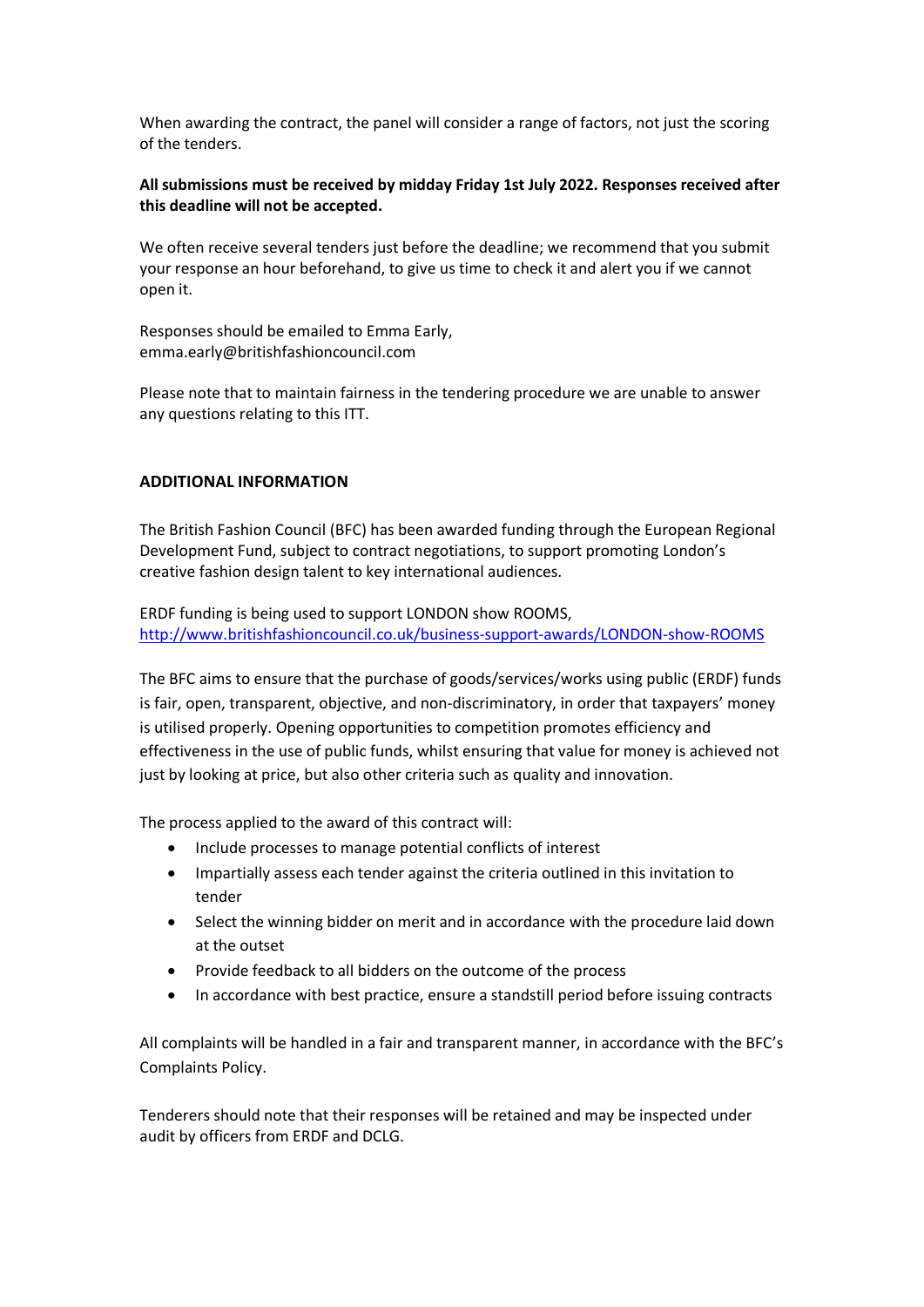When awarding the contract, the panel will consider a range of factors, not just the scoring of the tenders.

**All submissions must be received by midday Friday 1st July 2022. Responses received after this deadline will not be accepted.**

We often receive several tenders just before the deadline; we recommend that you submit your response an hour beforehand, to give us time to check it and alert you if we cannot open it.

Responses should be emailed to Emma Early, emma.early@britishfashioncouncil.com

Please note that to maintain fairness in the tendering procedure we are unable to answer any questions relating to this ITT.

## ADDITIONAL INFORMATION

The British Fashion Council (BFC) has been awarded funding through the European Regional Development Fund, subject to contract negotiations, to support promoting London's creative fashion design talent to key international audiences.

ERDF funding is being used to support LONDON show ROOMS, [http://www.britishfashioncouncil.co.uk/business-support-awards/LONDON-show-ROOMS](http://www.britishfashioncouncil.co.uk/business-support-awards/LONDON-show-ROOMS)

The BFC aims to ensure that the purchase of goods/services/works using public (ERDF) funds is fair, open, transparent, objective, and non-discriminatory, in order that taxpayers' money is utilised properly. Opening opportunities to competition promotes efficiency and effectiveness in the use of public funds, whilst ensuring that value for money is achieved not just by looking at price, but also other criteria such as quality and innovation.

The process applied to the award of this contract will:

- Include processes to manage potential conflicts of interest
- Impartially assess each tender against the criteria outlined in this invitation to tender
- Select the winning bidder on merit and in accordance with the procedure laid down at the outset
- Provide feedback to all bidders on the outcome of the process
- In accordance with best practice, ensure a standstill period before issuing contracts

All complaints will be handled in a fair and transparent manner, in accordance with the BFC's Complaints Policy.

Tenderers should note that their responses will be retained and may be inspected under audit by officers from ERDF and DCLG.